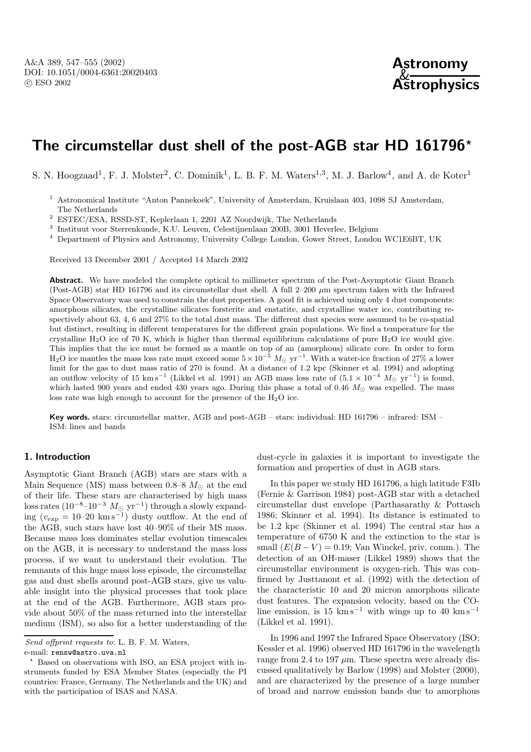# The circumstellar dust shell of the post-AGB star HD 161796*

S. N. Hoogzaad[1], F. J. Molster[2], C. Dominik[1], L. B. F. M. Waters[1,3], M. J. Barlow[4], and A. de Koter[1]

[1] Astronomical Institute "Anton Pannekoek", University of Amsterdam, Kruislaan 403, 1098 SJ Amsterdam, The Netherlands

[2] ESTEC/ESA, RSSD-ST, Keplerlaan 1, 2201 AZ Noordwijk, The Netherlands

[3] Instituut voor Sterrenkunde, K.U. Leuven, Celestijnenlaan 200B, 3001 Heverlee, Belgium

[4] Department of Physics and Astronomy, University College London, Gower Street, London WC1E6BT, UK

Received 13 December 2001 / Accepted 14 March 2002

**Abstract.** We have modeled the complete optical to millimeter spectrum of the Post-Asymptotic Giant Branch (Post-AGB) star HD 161796 and its circumstellar dust shell. A full 2–200 $\mu$m spectrum taken with the Infrared Space Observatory was used to constrain the dust properties. A good fit is achieved using only 4 dust components: amorphous silicates, the crystalline silicates forsterite and enstatite, and crystalline water ice, contributing respectively about 63, 4, 6 and 27% to the total dust mass. The different dust species were assumed to be co-spatial but distinct, resulting in different temperatures for the different grain populations. We find a temperature for the crystalline $H_2O$ ice of 70 K, which is higher than thermal equilibrium calculations of pure $H_2O$ ice would give. This implies that the ice must be formed as a mantle on top of an (amorphous) silicate core. In order to form $H_2O$ ice mantles the mass loss rate must exceed some $5 \times 10^{-5}$ $M_\odot$ yr$^{-1}$. With a water-ice fraction of 27% a lower limit for the gas to dust mass ratio of 270 is found. At a distance of 1.2 kpc (Skinner et al. 1994) and adopting an outflow velocity of 15 km s$^{-1}$ (Likkel et al. 1991) an AGB mass loss rate of ($5.1 \times 10^{-4}$ $M_\odot$ yr$^{-1}$) is found, which lasted 900 years and ended 430 years ago. During this phase a total of 0.46 $M_\odot$ was expelled. The mass loss rate was high enough to account for the presence of the $H_2O$ ice.

**Key words.** stars: circumstellar matter, AGB and post-AGB – stars: individual: HD 161796 – infrared: ISM – ISM: lines and bands

## 1. Introduction

Asymptotic Giant Branch (AGB) stars are stars with a Main Sequence (MS) mass between 0.8–8 $M_\odot$ at the end of their life. These stars are characterised by high mass loss rates ($10^{-8}$–$10^{-3}$ $M_\odot$ yr$^{-1}$) through a slowly expanding ($v_{\rm exp}$ = 10–20 km s$^{-1}$) dusty outflow. At the end of the AGB, such stars have lost 40–90% of their MS mass. Because mass loss dominates stellar evolution timescales on the AGB, it is necessary to understand the mass loss process, if we want to understand their evolution. The remnants of this huge mass loss episode, the circumstellar gas and dust shells around post-AGB stars, give us valuable insight into the physical processes that took place at the end of the AGB. Furthermore, AGB stars provide about 50% of the mass returned into the interstellar medium (ISM), so also for a better understanding of the dust-cycle in galaxies it is important to investigate the formation and properties of dust in AGB stars.

In this paper we study HD 161796, a high latitude F3Ib (Fernie & Garrison 1984) post-AGB star with a detached circumstellar dust envelope (Parthasarathy & Pottasch 1986; Skinner et al. 1994). Its distance is estimated to be 1.2 kpc (Skinner et al. 1994) The central star has a temperature of 6750 K and the extinction to the star is small ($E(B-V) = 0.19$; Van Winckel, priv. comm.). The detection of an OH-maser (Likkel 1989) shows that the circumstellar environment is oxygen-rich. This was confirmed by Justtanont et al. (1992) with the detection of the characteristic 10 and 20 micron amorphous silicate dust features. The expansion velocity, based on the CO-line emission, is 15 km s$^{-1}$ with wings up to 40 km s$^{-1}$ (Likkel et al. 1991).

In 1996 and 1997 the Infrared Space Observatory (ISO; Kessler et al. 1996) observed HD 161796 in the wavelength range from 2.4 to 197 $\mu$m. These spectra were already discussed qualitatively by Barlow (1998) and Molster (2000), and are characterized by the presence of a large number of broad and narrow emission bands due to amorphous

*Send offprint requests to*: L. B. F. M. Waters,
e-mail: rensw@astro.uva.nl

* Based on observations with ISO, an ESA project with instruments funded by ESA Member States (especially the PI countries: France, Germany, The Netherlands and the UK) and with the participation of ISAS and NASA.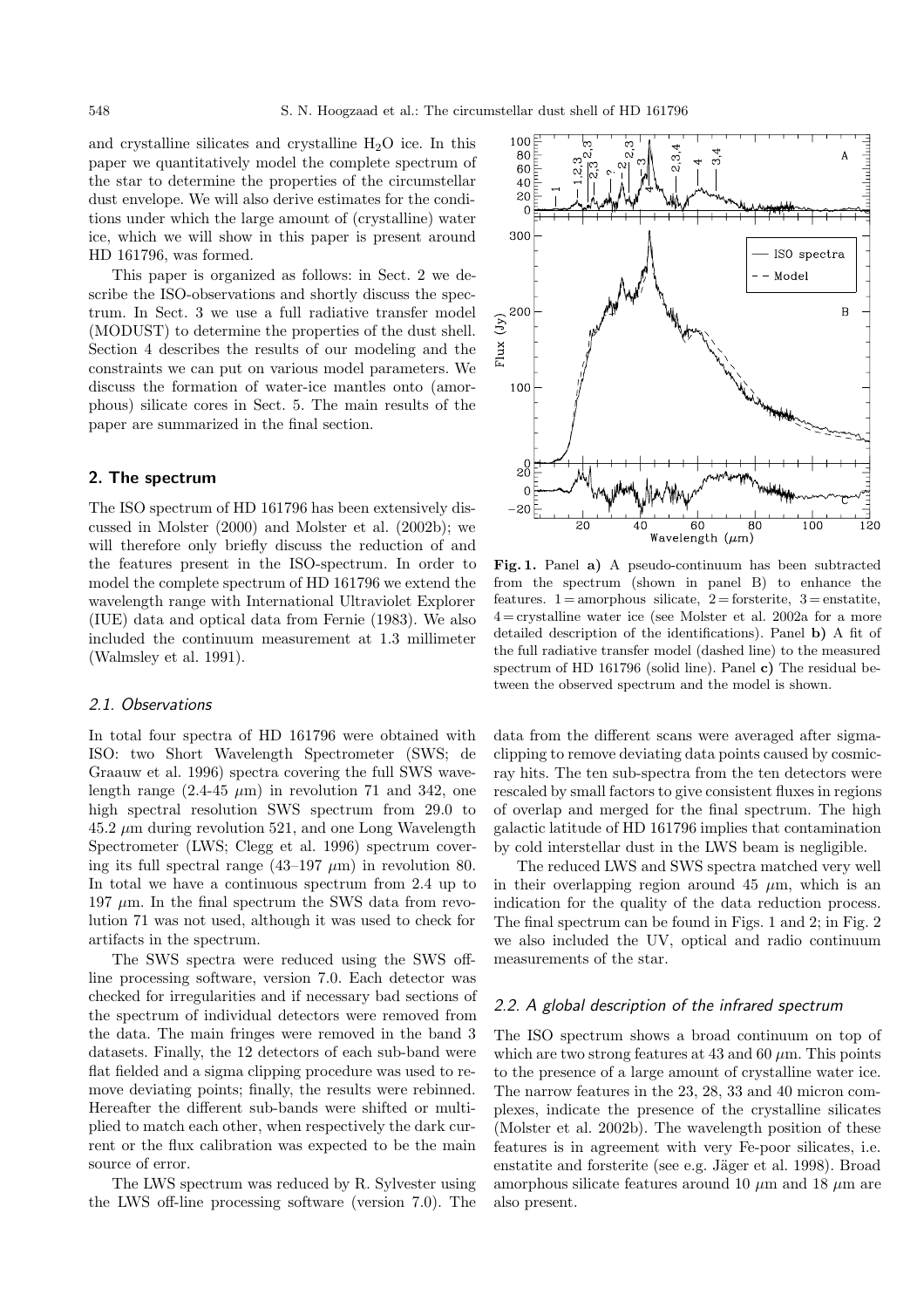and crystalline silicates and crystalline $H_2O$ ice. In this paper we quantitatively model the complete spectrum of the star to determine the properties of the circumstellar dust envelope. We will also derive estimates for the conditions under which the large amount of (crystalline) water ice, which we will show in this paper is present around HD 161796, was formed.

This paper is organized as follows: in Sect. 2 we describe the ISO-observations and shortly discuss the spectrum. In Sect. 3 we use a full radiative transfer model (MODUST) to determine the properties of the dust shell. Section 4 describes the results of our modeling and the constraints we can put on various model parameters. We discuss the formation of water-ice mantles onto (amorphous) silicate cores in Sect. 5. The main results of the paper are summarized in the final section.

## 2. The spectrum

The ISO spectrum of HD 161796 has been extensively discussed in Molster (2000) and Molster et al. (2002b); we will therefore only briefly discuss the reduction of and the features present in the ISO-spectrum. In order to model the complete spectrum of HD 161796 we extend the wavelength range with International Ultraviolet Explorer (IUE) data and optical data from Fernie (1983). We also included the continuum measurement at 1.3 millimeter (Walmsley et al. 1991).

### 2.1. Observations

In total four spectra of HD 161796 were obtained with ISO: two Short Wavelength Spectrometer (SWS; de Graauw et al. 1996) spectra covering the full SWS wavelength range (2.4-45 $\mu$m) in revolution 71 and 342, one high spectral resolution SWS spectrum from 29.0 to 45.2 $\mu$m during revolution 521, and one Long Wavelength Spectrometer (LWS; Clegg et al. 1996) spectrum covering its full spectral range (43–197 $\mu$m) in revolution 80. In total we have a continuous spectrum from 2.4 up to 197 $\mu$m. In the final spectrum the SWS data from revolution 71 was not used, although it was used to check for artifacts in the spectrum.

The SWS spectra were reduced using the SWS off-line processing software, version 7.0. Each detector was checked for irregularities and if necessary bad sections of the spectrum of individual detectors were removed from the data. The main fringes were removed in the band 3 datasets. Finally, the 12 detectors of each sub-band were flat fielded and a sigma clipping procedure was used to remove deviating points; finally, the results were rebinned. Hereafter the different sub-bands were shifted or multiplied to match each other, when respectively the dark current or the flux calibration was expected to be the main source of error.

The LWS spectrum was reduced by R. Sylvester using the LWS off-line processing software (version 7.0). The data from the different scans were averaged after sigma-clipping to remove deviating data points caused by cosmic-ray hits. The ten sub-spectra from the ten detectors were rescaled by small factors to give consistent fluxes in regions of overlap and merged for the final spectrum. The high galactic latitude of HD 161796 implies that contamination by cold interstellar dust in the LWS beam is negligible.

The reduced LWS and SWS spectra matched very well in their overlapping region around 45 $\mu$m, which is an indication for the quality of the data reduction process. The final spectrum can be found in Figs. 1 and 2; in Fig. 2 we also included the UV, optical and radio continuum measurements of the star.

**Fig. 1.** Panel **a)** A pseudo-continuum has been subtracted from the spectrum (shown in panel B) to enhance the features. 1 = amorphous silicate, 2 = forsterite, 3 = enstatite, 4 = crystalline water ice (see Molster et al. 2002a for a more detailed description of the identifications). Panel **b)** A fit of the full radiative transfer model (dashed line) to the measured spectrum of HD 161796 (solid line). Panel **c)** The residual between the observed spectrum and the model is shown.

### 2.2. A global description of the infrared spectrum

The ISO spectrum shows a broad continuum on top of which are two strong features at 43 and 60 $\mu$m. This points to the presence of a large amount of crystalline water ice. The narrow features in the 23, 28, 33 and 40 micron complexes, indicate the presence of the crystalline silicates (Molster et al. 2002b). The wavelength position of these features is in agreement with very Fe-poor silicates, i.e. enstatite and forsterite (see e.g. Jäger et al. 1998). Broad amorphous silicate features around 10 $\mu$m and 18 $\mu$m are also present.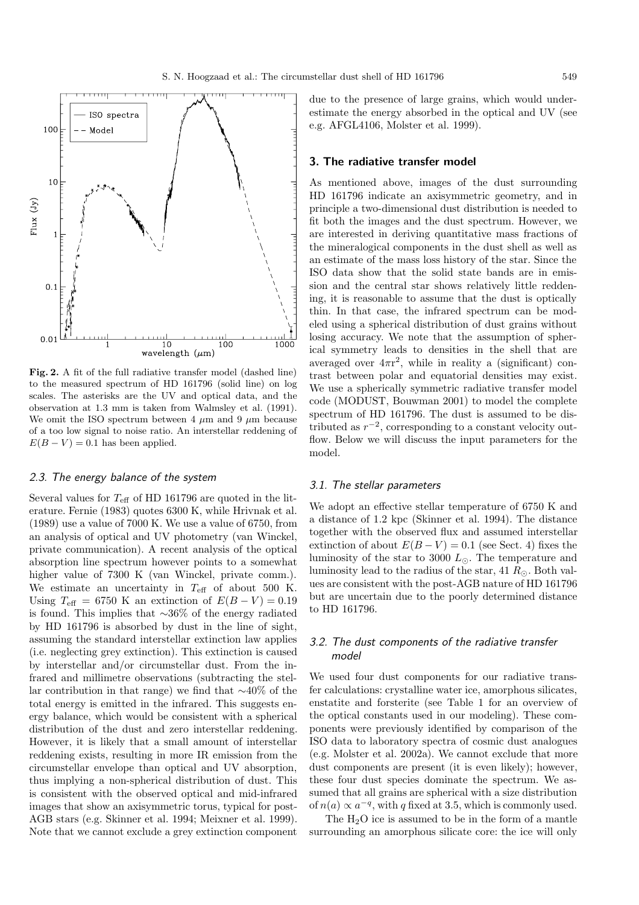**Fig. 2.** A fit of the full radiative transfer model (dashed line) to the measured spectrum of HD 161796 (solid line) on log scales. The asterisks are the UV and optical data, and the observation at 1.3 mm is taken from Walmsley et al. (1991). We omit the ISO spectrum between 4 $\mu$m and 9 $\mu$m because of a too low signal to noise ratio. An interstellar reddening of $E(B-V) = 0.1$ has been applied.

### 2.3. The energy balance of the system

Several values for $T_{\rm eff}$ of HD 161796 are quoted in the literature. Fernie (1983) quotes 6300 K, while Hrivnak et al. (1989) use a value of 7000 K. We use a value of 6750, from an analysis of optical and UV photometry (van Winckel, private communication). A recent analysis of the optical absorption line spectrum however points to a somewhat higher value of 7300 K (van Winckel, private comm.). We estimate an uncertainty in $T_{\rm eff}$ of about 500 K. Using $T_{\rm eff}$ = 6750 K an extinction of $E(B-V) = 0.19$ is found. This implies that ∼36% of the energy radiated by HD 161796 is absorbed by dust in the line of sight, assuming the standard interstellar extinction law applies (i.e. neglecting grey extinction). This extinction is caused by interstellar and/or circumstellar dust. From the infrared and millimetre observations (subtracting the stellar contribution in that range) we find that ∼40% of the total energy is emitted in the infrared. This suggests energy balance, which would be consistent with a spherical distribution of the dust and zero interstellar reddening. However, it is likely that a small amount of interstellar reddening exists, resulting in more IR emission from the circumstellar envelope than optical and UV absorption, thus implying a non-spherical distribution of dust. This is consistent with the observed optical and mid-infrared images that show an axisymmetric torus, typical for post-AGB stars (e.g. Skinner et al. 1994; Meixner et al. 1999). Note that we cannot exclude a grey extinction component due to the presence of large grains, which would underestimate the energy absorbed in the optical and UV (see e.g. AFGL4106, Molster et al. 1999).

## 3. The radiative transfer model

As mentioned above, images of the dust surrounding HD 161796 indicate an axisymmetric geometry, and in principle a two-dimensional dust distribution is needed to fit both the images and the dust spectrum. However, we are interested in deriving quantitative mass fractions of the mineralogical components in the dust shell as well as an estimate of the mass loss history of the star. Since the ISO data show that the solid state bands are in emission and the central star shows relatively little reddening, it is reasonable to assume that the dust is optically thin. In that case, the infrared spectrum can be modeled using a spherical distribution of dust grains without losing accuracy. We note that the assumption of spherical symmetry leads to densities in the shell that are averaged over $4\pi r^2$, while in reality a (significant) contrast between polar and equatorial densities may exist. We use a spherically symmetric radiative transfer model code (MODUST, Bouwman 2001) to model the complete spectrum of HD 161796. The dust is assumed to be distributed as $r^{-2}$, corresponding to a constant velocity outflow. Below we will discuss the input parameters for the model.

### 3.1. The stellar parameters

We adopt an effective stellar temperature of 6750 K and a distance of 1.2 kpc (Skinner et al. 1994). The distance together with the observed flux and assumed interstellar extinction of about $E(B-V) = 0.1$ (see Sect. 4) fixes the luminosity of the star to 3000 $L_\odot$. The temperature and luminosity lead to the radius of the star, 41 $R_\odot$. Both values are consistent with the post-AGB nature of HD 161796 but are uncertain due to the poorly determined distance to HD 161796.

### 3.2. The dust components of the radiative transfer model

We used four dust components for our radiative transfer calculations: crystalline water ice, amorphous silicates, enstatite and forsterite (see Table 1 for an overview of the optical constants used in our modeling). These components were previously identified by comparison of the ISO data to laboratory spectra of cosmic dust analogues (e.g. Molster et al. 2002a). We cannot exclude that more dust components are present (it is even likely); however, these four dust species dominate the spectrum. We assumed that all grains are spherical with a size distribution of $n(a) \propto a^{-q}$, with $q$ fixed at 3.5, which is commonly used.

The $H_2O$ ice is assumed to be in the form of a mantle surrounding an amorphous silicate core: the ice will only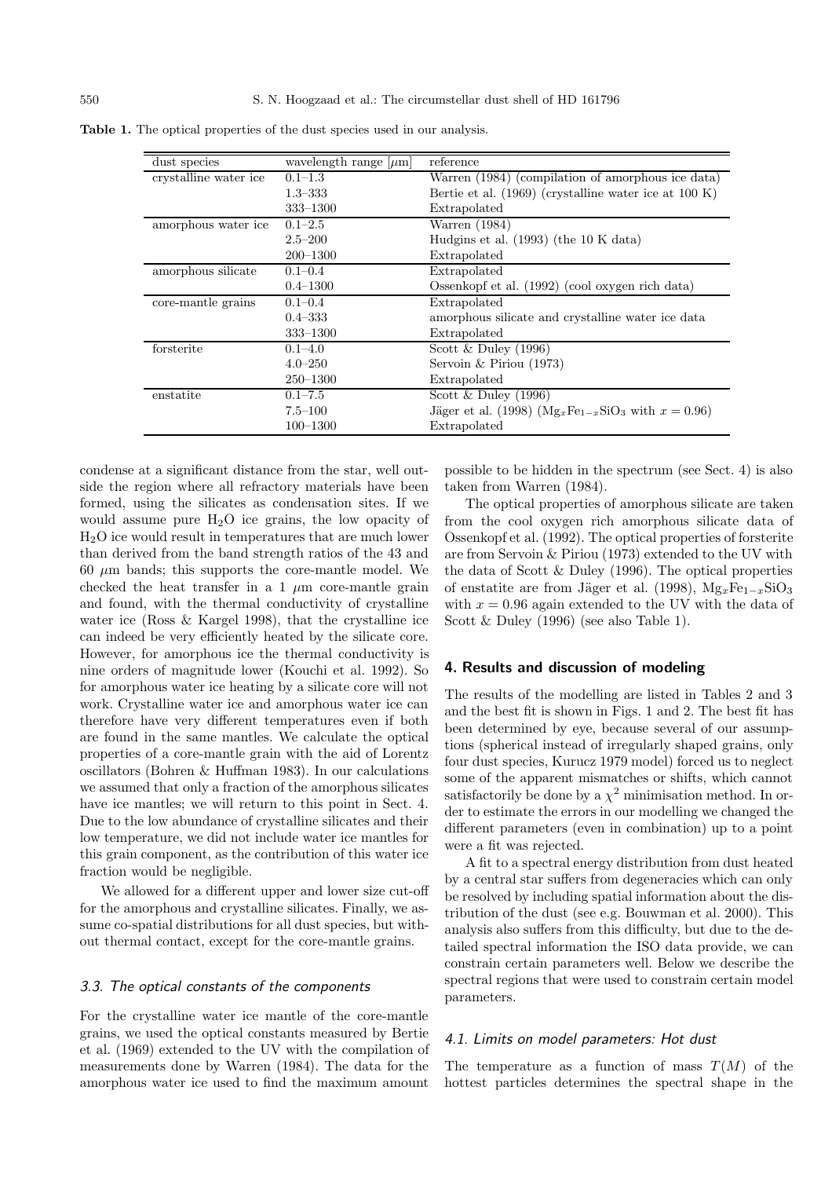**Table 1.** The optical properties of the dust species used in our analysis.

| dust species | wavelength range [$\mu$m] | reference |
|---|---|---|
| crystalline water ice | 0.1–1.3 | Warren (1984) (compilation of amorphous ice data) |
| | 1.3–333 | Bertie et al. (1969) (crystalline water ice at 100 K) |
| | 333–1300 | Extrapolated |
| amorphous water ice | 0.1–2.5 | Warren (1984) |
| | 2.5–200 | Hudgins et al. (1993) (the 10 K data) |
| | 200–1300 | Extrapolated |
| amorphous silicate | 0.1–0.4 | Extrapolated |
| | 0.4–1300 | Ossenkopf et al. (1992) (cool oxygen rich data) |
| core-mantle grains | 0.1–0.4 | Extrapolated |
| | 0.4–333 | amorphous silicate and crystalline water ice data |
| | 333–1300 | Extrapolated |
| forsterite | 0.1–4.0 | Scott & Duley (1996) |
| | 4.0–250 | Servoin & Piriou (1973) |
| | 250–1300 | Extrapolated |
| enstatite | 0.1–7.5 | Scott & Duley (1996) |
| | 7.5–100 | Jäger et al. (1998) ($Mg_xFe_{1-x}SiO_3$ with $x = 0.96$) |
| | 100–1300 | Extrapolated |

condense at a significant distance from the star, well outside the region where all refractory materials have been formed, using the silicates as condensation sites. If we would assume pure $H_2O$ ice grains, the low opacity of $H_2O$ ice would result in temperatures that are much lower than derived from the band strength ratios of the 43 and 60 $\mu$m bands; this supports the core-mantle model. We checked the heat transfer in a 1 $\mu$m core-mantle grain and found, with the thermal conductivity of crystalline water ice (Ross & Kargel 1998), that the crystalline ice can indeed be very efficiently heated by the silicate core. However, for amorphous ice the thermal conductivity is nine orders of magnitude lower (Kouchi et al. 1992). So for amorphous water ice heating by a silicate core will not work. Crystalline water ice and amorphous water ice can therefore have very different temperatures even if both are found in the same mantles. We calculate the optical properties of a core-mantle grain with the aid of Lorentz oscillators (Bohren & Huffman 1983). In our calculations we assumed that only a fraction of the amorphous silicates have ice mantles; we will return to this point in Sect. 4. Due to the low abundance of crystalline silicates and their low temperature, we did not include water ice mantles for this grain component, as the contribution of this water ice fraction would be negligible.

We allowed for a different upper and lower size cut-off for the amorphous and crystalline silicates. Finally, we assume co-spatial distributions for all dust species, but without thermal contact, except for the core-mantle grains.

### *3.3. The optical constants of the components*

For the crystalline water ice mantle of the core-mantle grains, we used the optical constants measured by Bertie et al. (1969) extended to the UV with the compilation of measurements done by Warren (1984). The data for the amorphous water ice used to find the maximum amount possible to be hidden in the spectrum (see Sect. 4) is also taken from Warren (1984).

The optical properties of amorphous silicate are taken from the cool oxygen rich amorphous silicate data of Ossenkopf et al. (1992). The optical properties of forsterite are from Servoin & Piriou (1973) extended to the UV with the data of Scott & Duley (1996). The optical properties of enstatite are from Jäger et al. (1998), $Mg_xFe_{1-x}SiO_3$ with $x = 0.96$ again extended to the UV with the data of Scott & Duley (1996) (see also Table 1).

## 4. Results and discussion of modeling

The results of the modelling are listed in Tables 2 and 3 and the best fit is shown in Figs. 1 and 2. The best fit has been determined by eye, because several of our assumptions (spherical instead of irregularly shaped grains, only four dust species, Kurucz 1979 model) forced us to neglect some of the apparent mismatches or shifts, which cannot satisfactorily be done by a $\chi^2$ minimisation method. In order to estimate the errors in our modelling we changed the different parameters (even in combination) up to a point were a fit was rejected.

A fit to a spectral energy distribution from dust heated by a central star suffers from degeneracies which can only be resolved by including spatial information about the distribution of the dust (see e.g. Bouwman et al. 2000). This analysis also suffers from this difficulty, but due to the detailed spectral information the ISO data provide, we can constrain certain parameters well. Below we describe the spectral regions that were used to constrain certain model parameters.

### *4.1. Limits on model parameters: Hot dust*

The temperature as a function of mass $T(M)$ of the hottest particles determines the spectral shape in the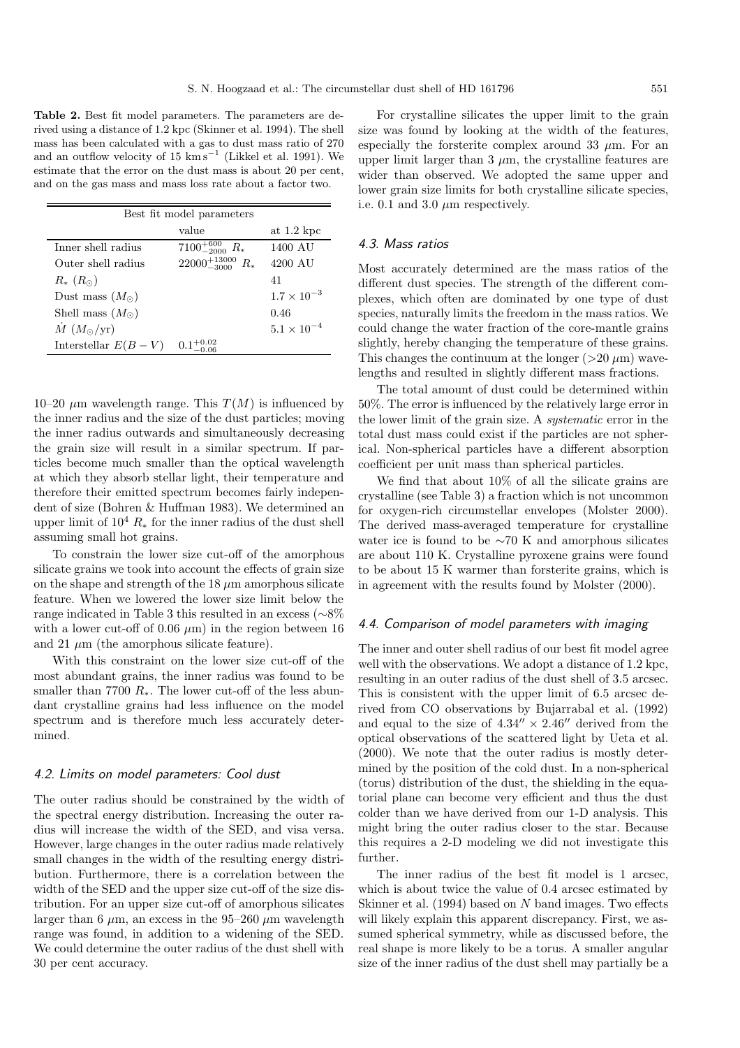**Table 2.** Best fit model parameters. The parameters are derived using a distance of 1.2 kpc (Skinner et al. 1994). The shell mass has been calculated with a gas to dust mass ratio of 270 and an outflow velocity of 15 km s$^{-1}$ (Likkel et al. 1991). We estimate that the error on the dust mass is about 20 per cent, and on the gas mass and mass loss rate about a factor two.

| Best fit model parameters | | |
|---|---|---|
| | value | at 1.2 kpc |
| Inner shell radius | $7100^{+600}_{-2000}$ $R_*$ | 1400 AU |
| Outer shell radius | $22000^{+13000}_{-3000}$ $R_*$ | 4200 AU |
| $R_*$ ($R_\odot$) | | 41 |
| Dust mass ($M_\odot$) | | $1.7 \times 10^{-3}$ |
| Shell mass ($M_\odot$) | | 0.46 |
| $\dot{M}$ ($M_\odot$/yr) | | $5.1 \times 10^{-4}$ |
| Interstellar $E(B-V)$ | $0.1^{+0.02}_{-0.06}$ | |

10–20 $\mu$m wavelength range. This $T(M)$ is influenced by the inner radius and the size of the dust particles; moving the inner radius outwards and simultaneously decreasing the grain size will result in a similar spectrum. If particles become much smaller than the optical wavelength at which they absorb stellar light, their temperature and therefore their emitted spectrum becomes fairly independent of size (Bohren & Huffman 1983). We determined an upper limit of $10^4$ $R_*$ for the inner radius of the dust shell assuming small hot grains.

To constrain the lower size cut-off of the amorphous silicate grains we took into account the effects of grain size on the shape and strength of the 18 $\mu$m amorphous silicate feature. When we lowered the lower size limit below the range indicated in Table 3 this resulted in an excess (∼8% with a lower cut-off of 0.06 $\mu$m) in the region between 16 and 21 $\mu$m (the amorphous silicate feature).

With this constraint on the lower size cut-off of the most abundant grains, the inner radius was found to be smaller than 7700 $R_*$. The lower cut-off of the less abundant crystalline grains had less influence on the model spectrum and is therefore much less accurately determined.

### 4.2. Limits on model parameters: Cool dust

The outer radius should be constrained by the width of the spectral energy distribution. Increasing the outer radius will increase the width of the SED, and visa versa. However, large changes in the outer radius made relatively small changes in the width of the resulting energy distribution. Furthermore, there is a correlation between the width of the SED and the upper size cut-off of the size distribution. For an upper size cut-off of amorphous silicates larger than 6 $\mu$m, an excess in the 95–260 $\mu$m wavelength range was found, in addition to a widening of the SED. We could determine the outer radius of the dust shell with 30 per cent accuracy.

For crystalline silicates the upper limit to the grain size was found by looking at the width of the features, especially the forsterite complex around 33 $\mu$m. For an upper limit larger than 3 $\mu$m, the crystalline features are wider than observed. We adopted the same upper and lower grain size limits for both crystalline silicate species, i.e. 0.1 and 3.0 $\mu$m respectively.

### 4.3. Mass ratios

Most accurately determined are the mass ratios of the different dust species. The strength of the different complexes, which often are dominated by one type of dust species, naturally limits the freedom in the mass ratios. We could change the water fraction of the core-mantle grains slightly, hereby changing the temperature of these grains. This changes the continuum at the longer (>20 $\mu$m) wavelengths and resulted in slightly different mass fractions.

The total amount of dust could be determined within 50%. The error is influenced by the relatively large error in the lower limit of the grain size. A *systematic* error in the total dust mass could exist if the particles are not spherical. Non-spherical particles have a different absorption coefficient per unit mass than spherical particles.

We find that about 10% of all the silicate grains are crystalline (see Table 3) a fraction which is not uncommon for oxygen-rich circumstellar envelopes (Molster 2000). The derived mass-averaged temperature for crystalline water ice is found to be ∼70 K and amorphous silicates are about 110 K. Crystalline pyroxene grains were found to be about 15 K warmer than forsterite grains, which is in agreement with the results found by Molster (2000).

### 4.4. Comparison of model parameters with imaging

The inner and outer shell radius of our best fit model agree well with the observations. We adopt a distance of 1.2 kpc, resulting in an outer radius of the dust shell of 3.5 arcsec. This is consistent with the upper limit of 6.5 arcsec derived from CO observations by Bujarrabal et al. (1992) and equal to the size of $4.34'' \times 2.46''$ derived from the optical observations of the scattered light by Ueta et al. (2000). We note that the outer radius is mostly determined by the position of the cold dust. In a non-spherical (torus) distribution of the dust, the shielding in the equatorial plane can become very efficient and thus the dust colder than we have derived from our 1-D analysis. This might bring the outer radius closer to the star. Because this requires a 2-D modeling we did not investigate this further.

The inner radius of the best fit model is 1 arcsec, which is about twice the value of 0.4 arcsec estimated by Skinner et al. (1994) based on $N$ band images. Two effects will likely explain this apparent discrepancy. First, we assumed spherical symmetry, while as discussed before, the real shape is more likely to be a torus. A smaller angular size of the inner radius of the dust shell may partially be a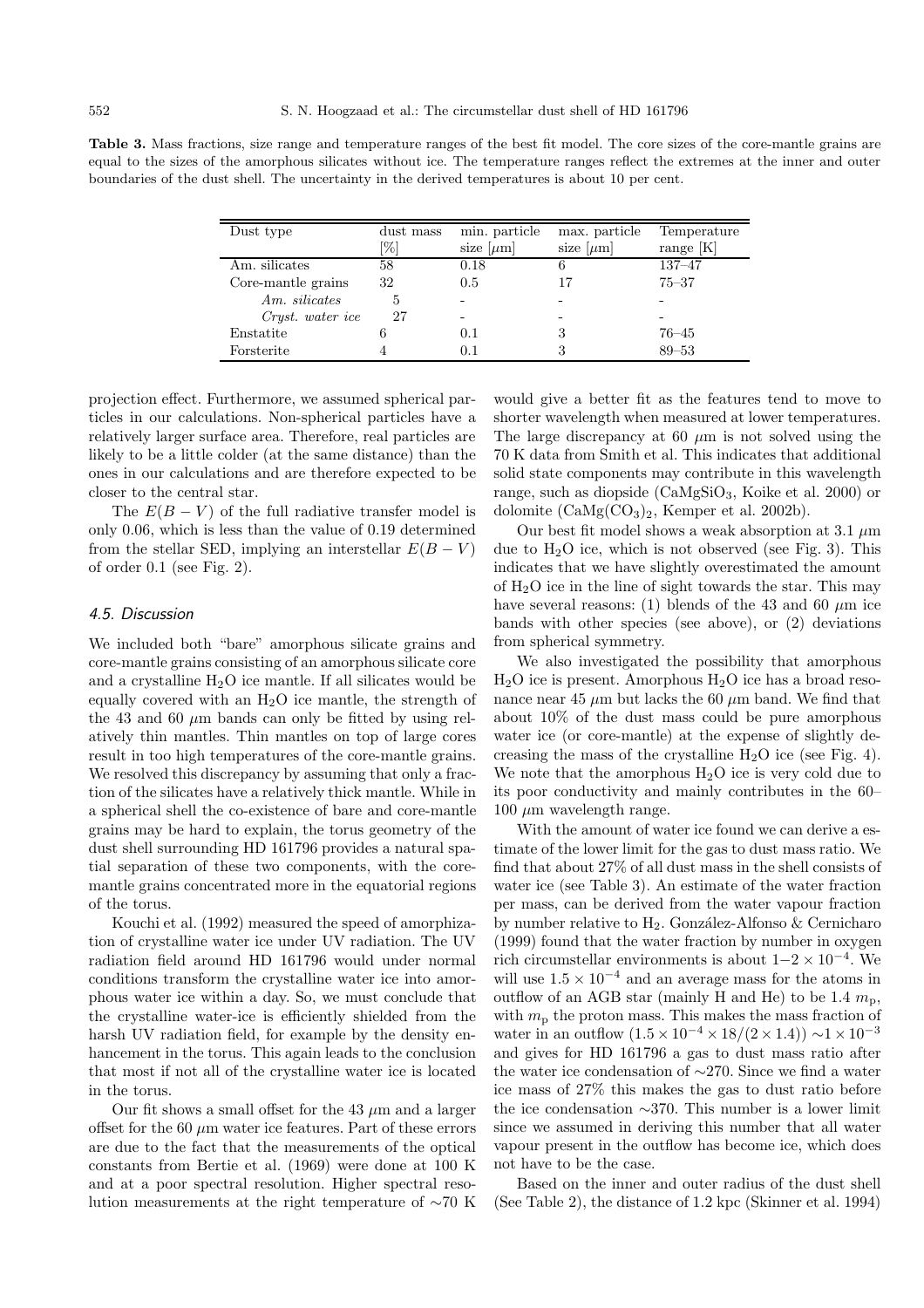**Table 3.** Mass fractions, size range and temperature ranges of the best fit model. The core sizes of the core-mantle grains are equal to the sizes of the amorphous silicates without ice. The temperature ranges reflect the extremes at the inner and outer boundaries of the dust shell. The uncertainty in the derived temperatures is about 10 per cent.

| Dust type | dust mass [%] | min. particle size [$\mu$m] | max. particle size [$\mu$m] | Temperature range [K] |
|---|---|---|---|---|
| Am. silicates | 58 | 0.18 | 6 | 137–47 |
| Core-mantle grains | 32 | 0.5 | 17 | 75–37 |
| *Am. silicates* | 5 | - | - | - |
| *Cryst. water ice* | 27 | - | - | - |
| Enstatite | 6 | 0.1 | 3 | 76–45 |
| Forsterite | 4 | 0.1 | 3 | 89–53 |

projection effect. Furthermore, we assumed spherical particles in our calculations. Non-spherical particles have a relatively larger surface area. Therefore, real particles are likely to be a little colder (at the same distance) than the ones in our calculations and are therefore expected to be closer to the central star.

The $E(B-V)$ of the full radiative transfer model is only 0.06, which is less than the value of 0.19 determined from the stellar SED, implying an interstellar $E(B-V)$ of order 0.1 (see Fig. 2).

### 4.5. Discussion

We included both "bare" amorphous silicate grains and core-mantle grains consisting of an amorphous silicate core and a crystalline $H_2O$ ice mantle. If all silicates would be equally covered with an $H_2O$ ice mantle, the strength of the 43 and 60 $\mu$m bands can only be fitted by using relatively thin mantles. Thin mantles on top of large cores result in too high temperatures of the core-mantle grains. We resolved this discrepancy by assuming that only a fraction of the silicates have a relatively thick mantle. While in a spherical shell the co-existence of bare and core-mantle grains may be hard to explain, the torus geometry of the dust shell surrounding HD 161796 provides a natural spatial separation of these two components, with the core-mantle grains concentrated more in the equatorial regions of the torus.

Kouchi et al. (1992) measured the speed of amorphization of crystalline water ice under UV radiation. The UV radiation field around HD 161796 would under normal conditions transform the crystalline water ice into amorphous water ice within a day. So, we must conclude that the crystalline water-ice is efficiently shielded from the harsh UV radiation field, for example by the density enhancement in the torus. This again leads to the conclusion that most if not all of the crystalline water ice is located in the torus.

Our fit shows a small offset for the 43 $\mu$m and a larger offset for the 60 $\mu$m water ice features. Part of these errors are due to the fact that the measurements of the optical constants from Bertie et al. (1969) were done at 100 K and at a poor spectral resolution. Higher spectral resolution measurements at the right temperature of $\sim$70 K would give a better fit as the features tend to move to shorter wavelength when measured at lower temperatures. The large discrepancy at 60 $\mu$m is not solved using the 70 K data from Smith et al. This indicates that additional solid state components may contribute in this wavelength range, such as diopside ($CaMgSiO_3$, Koike et al. 2000) or dolomite ($CaMg(CO_3)_2$, Kemper et al. 2002b).

Our best fit model shows a weak absorption at 3.1 $\mu$m due to $H_2O$ ice, which is not observed (see Fig. 3). This indicates that we have slightly overestimated the amount of $H_2O$ ice in the line of sight towards the star. This may have several reasons: (1) blends of the 43 and 60 $\mu$m ice bands with other species (see above), or (2) deviations from spherical symmetry.

We also investigated the possibility that amorphous $H_2O$ ice is present. Amorphous $H_2O$ ice has a broad resonance near 45 $\mu$m but lacks the 60 $\mu$m band. We find that about 10% of the dust mass could be pure amorphous water ice (or core-mantle) at the expense of slightly decreasing the mass of the crystalline $H_2O$ ice (see Fig. 4). We note that the amorphous $H_2O$ ice is very cold due to its poor conductivity and mainly contributes in the 60–100 $\mu$m wavelength range.

With the amount of water ice found we can derive a estimate of the lower limit for the gas to dust mass ratio. We find that about 27% of all dust mass in the shell consists of water ice (see Table 3). An estimate of the water fraction per mass, can be derived from the water vapour fraction by number relative to $H_2$. González-Alfonso & Cernicharo (1999) found that the water fraction by number in oxygen rich circumstellar environments is about $1{-}2\times10^{-4}$. We will use $1.5\times10^{-4}$ and an average mass for the atoms in outflow of an AGB star (mainly H and He) to be 1.4 $m_{\rm p}$, with $m_{\rm p}$ the proton mass. This makes the mass fraction of water in an outflow $(1.5\times10^{-4}\times18/(2\times1.4))$ $\sim$$1\times10^{-3}$ and gives for HD 161796 a gas to dust mass ratio after the water ice condensation of $\sim$270. Since we find a water ice mass of 27% this makes the gas to dust ratio before the ice condensation $\sim$370. This number is a lower limit since we assumed in deriving this number that all water vapour present in the outflow has become ice, which does not have to be the case.

Based on the inner and outer radius of the dust shell (See Table 2), the distance of 1.2 kpc (Skinner et al. 1994)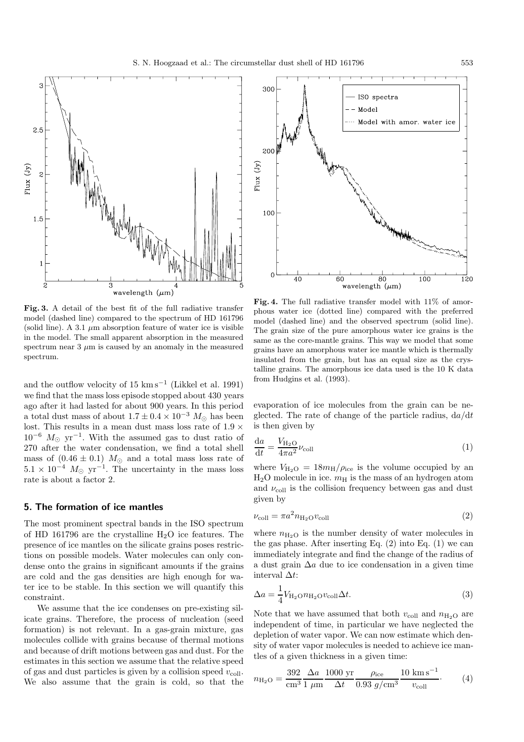**Fig. 3.** A detail of the best fit of the full radiative transfer model (dashed line) compared to the spectrum of HD 161796 (solid line). A 3.1 $\mu$m absorption feature of water ice is visible in the model. The small apparent absorption in the measured spectrum near 3 $\mu$m is caused by an anomaly in the measured spectrum.

**Fig. 4.** The full radiative transfer model with 11% of amorphous water ice (dotted line) compared with the preferred model (dashed line) and the observed spectrum (solid line). The grain size of the pure amorphous water ice grains is the same as the core-mantle grains. This way we model that some grains have an amorphous water ice mantle which is thermally insulated from the grain, but has an equal size as the crystalline grains. The amorphous ice data used is the 10 K data from Hudgins et al. (1993).

and the outflow velocity of 15 km s$^{-1}$ (Likkel et al. 1991) we find that the mass loss episode stopped about 430 years ago after it had lasted for about 900 years. In this period a total dust mass of about $1.7 \pm 0.4 \times 10^{-3}$ $M_\odot$ has been lost. This results in a mean dust mass loss rate of $1.9 \times 10^{-6}$ $M_\odot$ yr$^{-1}$. With the assumed gas to dust ratio of 270 after the water condensation, we find a total shell mass of $(0.46 \pm 0.1)$ $M_\odot$ and a total mass loss rate of $5.1 \times 10^{-4}$ $M_\odot$ yr$^{-1}$. The uncertainty in the mass loss rate is about a factor 2.

## 5. The formation of ice mantles

The most prominent spectral bands in the ISO spectrum of HD 161796 are the crystalline $H_2O$ ice features. The presence of ice mantles on the silicate grains poses restrictions on possible models. Water molecules can only condense onto the grains in significant amounts if the grains are cold and the gas densities are high enough for water ice to be stable. In this section we will quantify this constraint.

We assume that the ice condenses on pre-existing silicate grains. Therefore, the process of nucleation (seed formation) is not relevant. In a gas-grain mixture, gas molecules collide with grains because of thermal motions and because of drift motions between gas and dust. For the estimates in this section we assume that the relative speed of gas and dust particles is given by a collision speed $v_{\rm coll}$. We also assume that the grain is cold, so that the evaporation of ice molecules from the grain can be neglected. The rate of change of the particle radius, $\mathrm{d}a/\mathrm{d}t$ is then given by

$$\frac{\mathrm{d}a}{\mathrm{d}t} = \frac{V_{\rm H_2O}}{4\pi a^2}\nu_{\rm coll} \tag{1}$$

where $V_{\rm H_2O} = 18 m_{\rm H}/\rho_{\rm ice}$ is the volume occupied by an $H_2O$ molecule in ice. $m_{\rm H}$ is the mass of an hydrogen atom and $\nu_{\rm coll}$ is the collision frequency between gas and dust given by

$$\nu_{\rm coll} = \pi a^2 n_{\rm H_2O} v_{\rm coll} \tag{2}$$

where $n_{\rm H_2O}$ is the number density of water molecules in the gas phase. After inserting Eq. (2) into Eq. (1) we can immediately integrate and find the change of the radius of a dust grain $\Delta a$ due to ice condensation in a given time interval $\Delta t$:

$$\Delta a = \frac{1}{4} V_{\rm H_2O} n_{\rm H_2O} v_{\rm coll} \Delta t. \tag{3}$$

Note that we have assumed that both $v_{\rm coll}$ and $n_{\rm H_2O}$ are independent of time, in particular we have neglected the depletion of water vapor. We can now estimate which density of water vapor molecules is needed to achieve ice mantles of a given thickness in a given time:

$$n_{\rm H_2O} = \frac{392}{\rm cm^3} \frac{\Delta a}{1\ \mu\rm m} \frac{1000\ \rm yr}{\Delta t} \frac{\rho_{\rm ice}}{0.93\ g/\rm cm^3} \frac{10\ \rm km\, s^{-1}}{v_{\rm coll}}. \tag{4}$$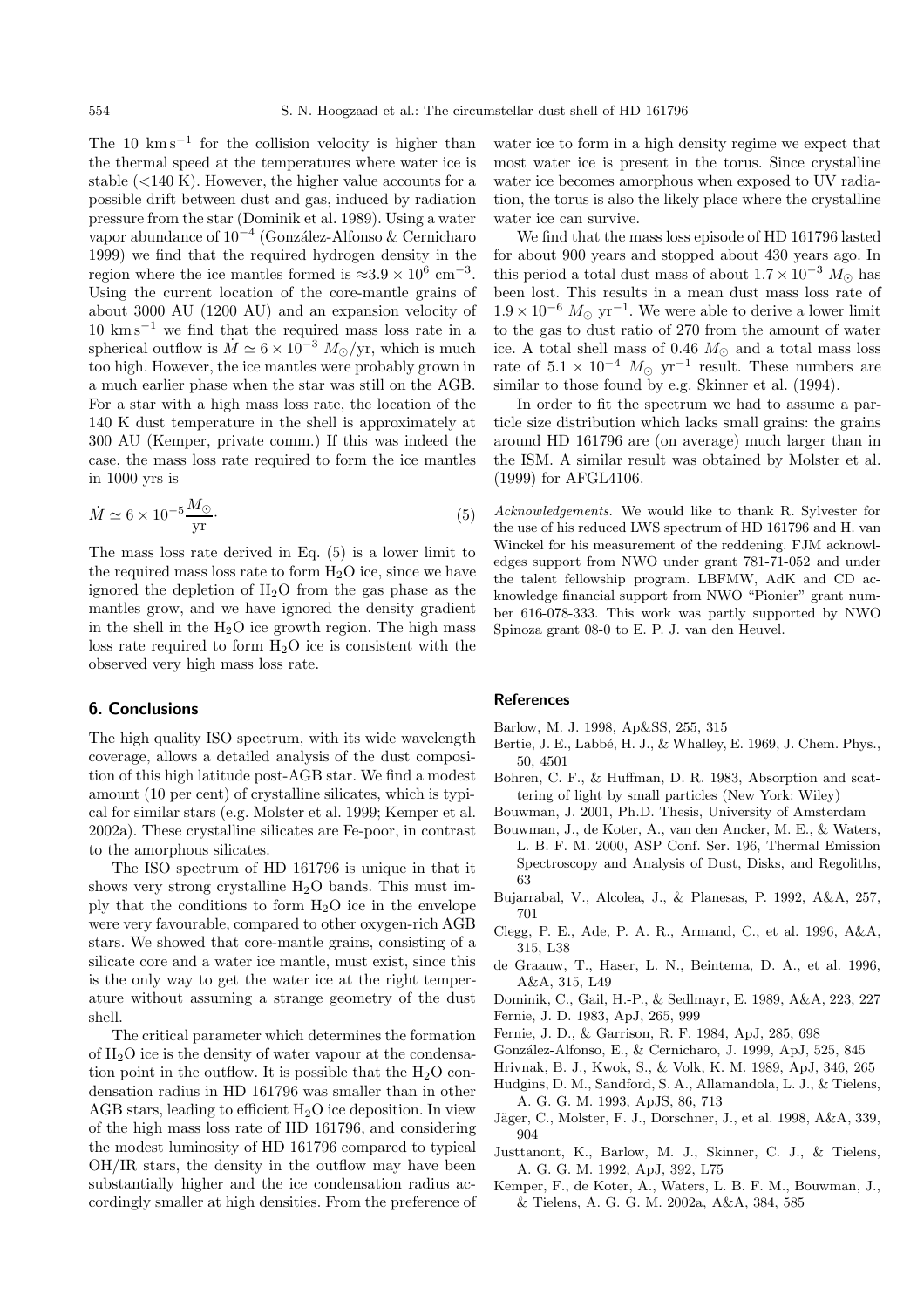The 10 $\mathrm{km\,s^{-1}}$ for the collision velocity is higher than the thermal speed at the temperatures where water ice is stable (<140 K). However, the higher value accounts for a possible drift between dust and gas, induced by radiation pressure from the star (Dominik et al. 1989). Using a water vapor abundance of $10^{-4}$ (González-Alfonso & Cernicharo 1999) we find that the required hydrogen density in the region where the ice mantles formed is $\approx 3.9 \times 10^{6}$ $\mathrm{cm^{-3}}$. Using the current location of the core-mantle grains of about 3000 AU (1200 AU) and an expansion velocity of 10 $\mathrm{km\,s^{-1}}$ we find that the required mass loss rate in a spherical outflow is $\dot{M} \simeq 6 \times 10^{-3}$ $M_{\odot}$/yr, which is much too high. However, the ice mantles were probably grown in a much earlier phase when the star was still on the AGB. For a star with a high mass loss rate, the location of the 140 K dust temperature in the shell is approximately at 300 AU (Kemper, private comm.) If this was indeed the case, the mass loss rate required to form the ice mantles in 1000 yrs is

$$\dot{M} \simeq 6 \times 10^{-5} \frac{M_{\odot}}{\mathrm{yr}}. \tag{5}$$

The mass loss rate derived in Eq. (5) is a lower limit to the required mass loss rate to form $H_2O$ ice, since we have ignored the depletion of $H_2O$ from the gas phase as the mantles grow, and we have ignored the density gradient in the shell in the $H_2O$ ice growth region. The high mass loss rate required to form $H_2O$ ice is consistent with the observed very high mass loss rate.

## 6. Conclusions

The high quality ISO spectrum, with its wide wavelength coverage, allows a detailed analysis of the dust composition of this high latitude post-AGB star. We find a modest amount (10 per cent) of crystalline silicates, which is typical for similar stars (e.g. Molster et al. 1999; Kemper et al. 2002a). These crystalline silicates are Fe-poor, in contrast to the amorphous silicates.

The ISO spectrum of HD 161796 is unique in that it shows very strong crystalline $H_2O$ bands. This must imply that the conditions to form $H_2O$ ice in the envelope were very favourable, compared to other oxygen-rich AGB stars. We showed that core-mantle grains, consisting of a silicate core and a water ice mantle, must exist, since this is the only way to get the water ice at the right temperature without assuming a strange geometry of the dust shell.

The critical parameter which determines the formation of $H_2O$ ice is the density of water vapour at the condensation point in the outflow. It is possible that the $H_2O$ condensation radius in HD 161796 was smaller than in other AGB stars, leading to efficient $H_2O$ ice deposition. In view of the high mass loss rate of HD 161796, and considering the modest luminosity of HD 161796 compared to typical OH/IR stars, the density in the outflow may have been substantially higher and the ice condensation radius accordingly smaller at high densities. From the preference of water ice to form in a high density regime we expect that most water ice is present in the torus. Since crystalline water ice becomes amorphous when exposed to UV radiation, the torus is also the likely place where the crystalline water ice can survive.

We find that the mass loss episode of HD 161796 lasted for about 900 years and stopped about 430 years ago. In this period a total dust mass of about $1.7 \times 10^{-3}$ $M_{\odot}$ has been lost. This results in a mean dust mass loss rate of $1.9 \times 10^{-6}$ $M_{\odot}$ $\mathrm{yr^{-1}}$. We were able to derive a lower limit to the gas to dust ratio of 270 from the amount of water ice. A total shell mass of 0.46 $M_{\odot}$ and a total mass loss rate of $5.1 \times 10^{-4}$ $M_{\odot}$ $\mathrm{yr^{-1}}$ result. These numbers are similar to those found by e.g. Skinner et al. (1994).

In order to fit the spectrum we had to assume a particle size distribution which lacks small grains: the grains around HD 161796 are (on average) much larger than in the ISM. A similar result was obtained by Molster et al. (1999) for AFGL4106.

*Acknowledgements.* We would like to thank R. Sylvester for the use of his reduced LWS spectrum of HD 161796 and H. van Winckel for his measurement of the reddening. FJM acknowledges support from NWO under grant 781-71-052 and under the talent fellowship program. LBFMW, AdK and CD acknowledge financial support from NWO "Pionier" grant number 616-078-333. This work was partly supported by NWO Spinoza grant 08-0 to E. P. J. van den Heuvel.

## References

Barlow, M. J. 1998, Ap&SS, 255, 315

Bertie, J. E., Labbé, H. J., & Whalley, E. 1969, J. Chem. Phys., 50, 4501

Bohren, C. F., & Huffman, D. R. 1983, Absorption and scattering of light by small particles (New York: Wiley)

Bouwman, J. 2001, Ph.D. Thesis, University of Amsterdam

Bouwman, J., de Koter, A., van den Ancker, M. E., & Waters, L. B. F. M. 2000, ASP Conf. Ser. 196, Thermal Emission Spectroscopy and Analysis of Dust, Disks, and Regoliths, 63

Bujarrabal, V., Alcolea, J., & Planesas, P. 1992, A&A, 257, 701

Clegg, P. E., Ade, P. A. R., Armand, C., et al. 1996, A&A, 315, L38

de Graauw, T., Haser, L. N., Beintema, D. A., et al. 1996, A&A, 315, L49

Dominik, C., Gail, H.-P., & Sedlmayr, E. 1989, A&A, 223, 227

Fernie, J. D. 1983, ApJ, 265, 999

Fernie, J. D., & Garrison, R. F. 1984, ApJ, 285, 698

González-Alfonso, E., & Cernicharo, J. 1999, ApJ, 525, 845

Hrivnak, B. J., Kwok, S., & Volk, K. M. 1989, ApJ, 346, 265

Hudgins, D. M., Sandford, S. A., Allamandola, L. J., & Tielens, A. G. G. M. 1993, ApJS, 86, 713

Jäger, C., Molster, F. J., Dorschner, J., et al. 1998, A&A, 339, 904

Justtanont, K., Barlow, M. J., Skinner, C. J., & Tielens, A. G. G. M. 1992, ApJ, 392, L75

Kemper, F., de Koter, A., Waters, L. B. F. M., Bouwman, J., & Tielens, A. G. G. M. 2002a, A&A, 384, 585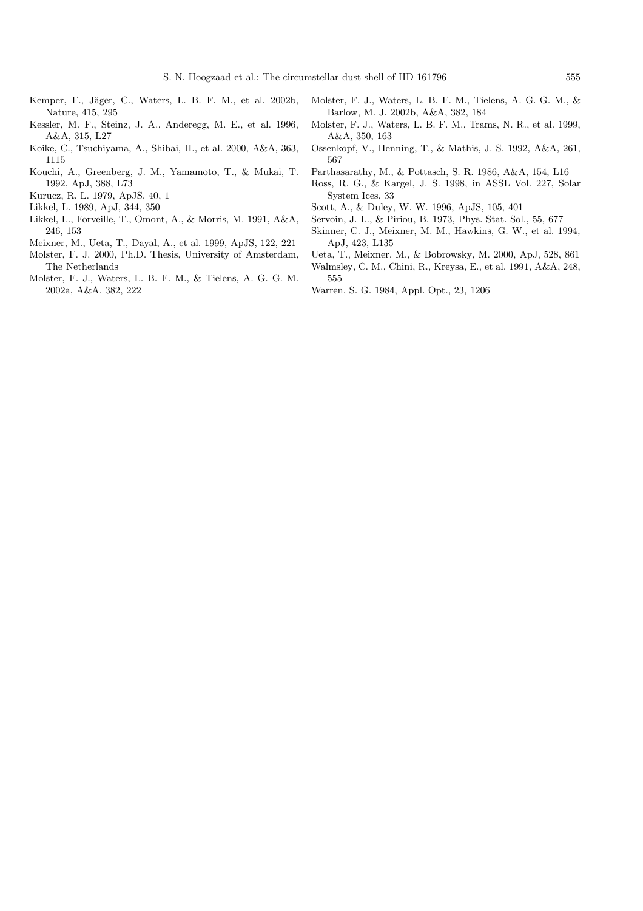Kemper, F., Jäger, C., Waters, L. B. F. M., et al. 2002b, Nature, 415, 295

Kessler, M. F., Steinz, J. A., Anderegg, M. E., et al. 1996, A&A, 315, L27

Koike, C., Tsuchiyama, A., Shibai, H., et al. 2000, A&A, 363, 1115

Kouchi, A., Greenberg, J. M., Yamamoto, T., & Mukai, T. 1992, ApJ, 388, L73

Kurucz, R. L. 1979, ApJS, 40, 1

Likkel, L. 1989, ApJ, 344, 350

Likkel, L., Forveille, T., Omont, A., & Morris, M. 1991, A&A, 246, 153

Meixner, M., Ueta, T., Dayal, A., et al. 1999, ApJS, 122, 221

Molster, F. J. 2000, Ph.D. Thesis, University of Amsterdam, The Netherlands

Molster, F. J., Waters, L. B. F. M., & Tielens, A. G. G. M. 2002a, A&A, 382, 222

Molster, F. J., Waters, L. B. F. M., Tielens, A. G. G. M., & Barlow, M. J. 2002b, A&A, 382, 184

Molster, F. J., Waters, L. B. F. M., Trams, N. R., et al. 1999, A&A, 350, 163

Ossenkopf, V., Henning, T., & Mathis, J. S. 1992, A&A, 261, 567

Parthasarathy, M., & Pottasch, S. R. 1986, A&A, 154, L16

Ross, R. G., & Kargel, J. S. 1998, in ASSL Vol. 227, Solar System Ices, 33

Scott, A., & Duley, W. W. 1996, ApJS, 105, 401

Servoin, J. L., & Piriou, B. 1973, Phys. Stat. Sol., 55, 677

Skinner, C. J., Meixner, M. M., Hawkins, G. W., et al. 1994, ApJ, 423, L135

Ueta, T., Meixner, M., & Bobrowsky, M. 2000, ApJ, 528, 861

Walmsley, C. M., Chini, R., Kreysa, E., et al. 1991, A&A, 248, 555

Warren, S. G. 1984, Appl. Opt., 23, 1206